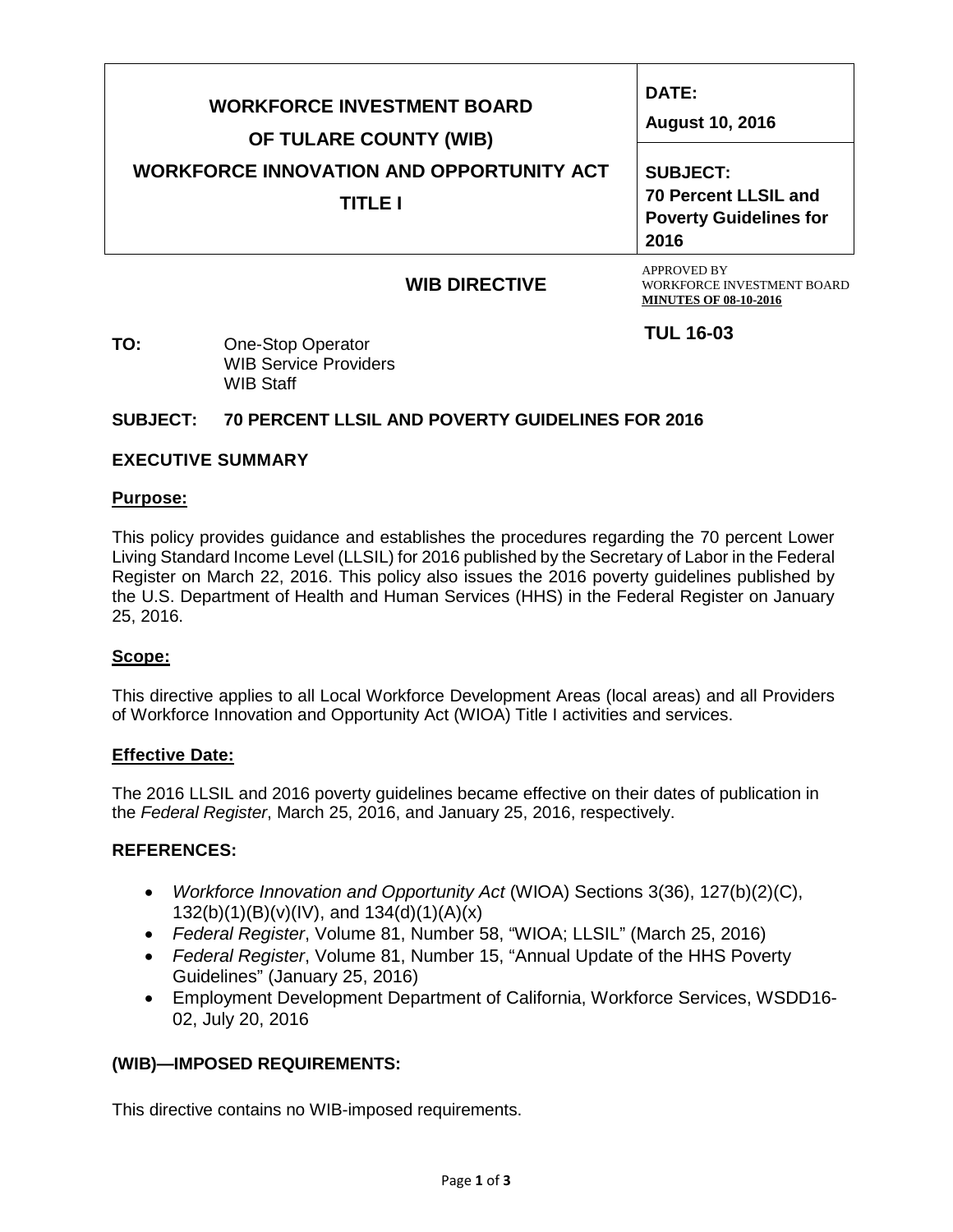| WORKFORCE INVESTMENT BOARD OF TULARE COUNTY (WIB) WORKFORCE INNOVATION AND OPPORTUNITY ACT TITLE I | DATE: August 10, 2016 |
| --- | --- |
| | SUBJECT: 70 Percent LLSIL and Poverty Guidelines for 2016 |

**WIB DIRECTIVE**

APPROVED BY
WORKFORCE INVESTMENT BOARD
**MINUTES OF 08-10-2016**

**TUL 16-03**

**TO:** One-Stop Operator
WIB Service Providers
WIB Staff

**SUBJECT: 70 PERCENT LLSIL AND POVERTY GUIDELINES FOR 2016**

## EXECUTIVE SUMMARY

### Purpose:

This policy provides guidance and establishes the procedures regarding the 70 percent Lower Living Standard Income Level (LLSIL) for 2016 published by the Secretary of Labor in the Federal Register on March 22, 2016. This policy also issues the 2016 poverty guidelines published by the U.S. Department of Health and Human Services (HHS) in the Federal Register on January 25, 2016.

### Scope:

This directive applies to all Local Workforce Development Areas (local areas) and all Providers of Workforce Innovation and Opportunity Act (WIOA) Title I activities and services.

### Effective Date:

The 2016 LLSIL and 2016 poverty guidelines became effective on their dates of publication in the *Federal Register*, March 25, 2016, and January 25, 2016, respectively.

## REFERENCES:

- *Workforce Innovation and Opportunity Act* (WIOA) Sections 3(36), 127(b)(2)(C), 132(b)(1)(B)(v)(IV), and 134(d)(1)(A)(x)
- *Federal Register*, Volume 81, Number 58, "WIOA; LLSIL" (March 25, 2016)
- *Federal Register*, Volume 81, Number 15, "Annual Update of the HHS Poverty Guidelines" (January 25, 2016)
- Employment Development Department of California, Workforce Services, WSDD16-02, July 20, 2016

## (WIB)—IMPOSED REQUIREMENTS:

This directive contains no WIB-imposed requirements.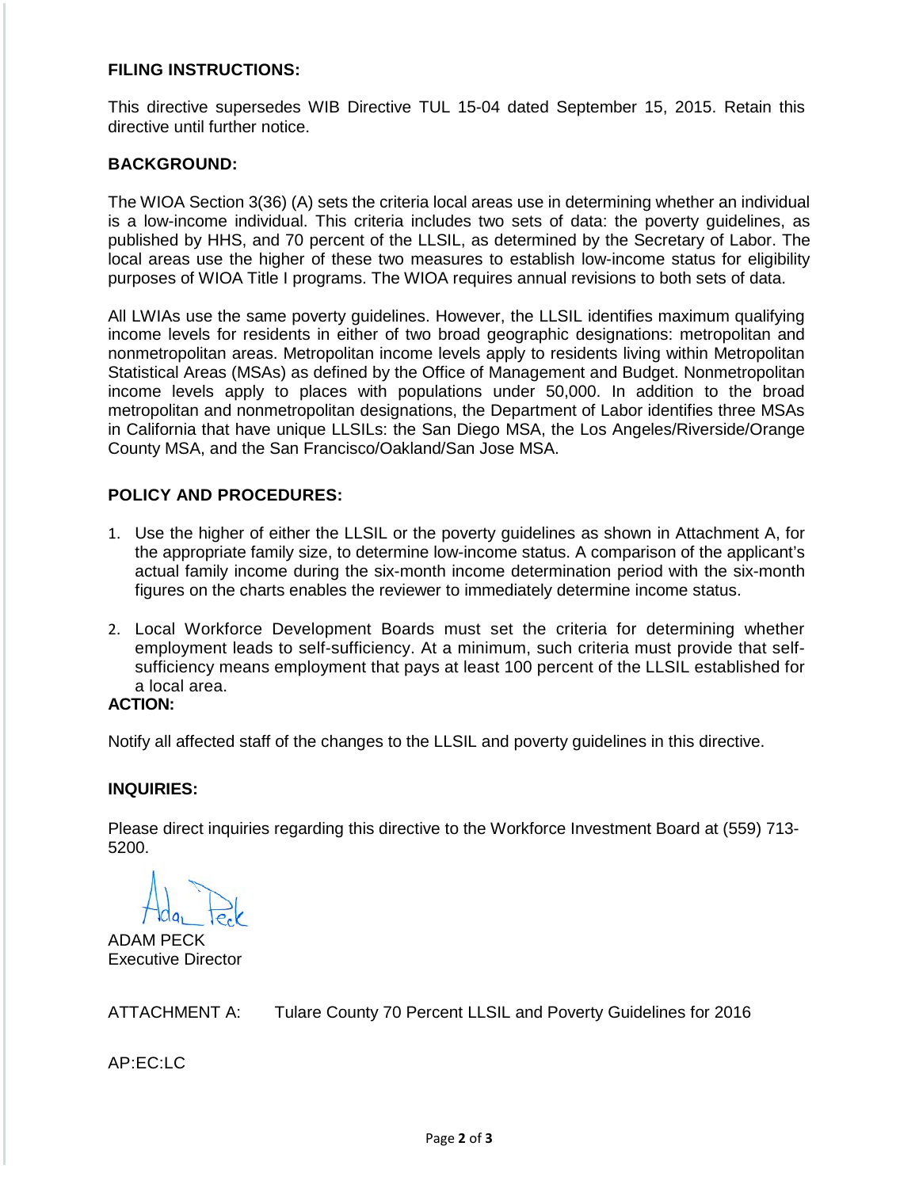**FILING INSTRUCTIONS:**

This directive supersedes WIB Directive TUL 15-04 dated September 15, 2015. Retain this directive until further notice.

**BACKGROUND:**

The WIOA Section 3(36) (A) sets the criteria local areas use in determining whether an individual is a low-income individual. This criteria includes two sets of data: the poverty guidelines, as published by HHS, and 70 percent of the LLSIL, as determined by the Secretary of Labor. The local areas use the higher of these two measures to establish low-income status for eligibility purposes of WIOA Title I programs. The WIOA requires annual revisions to both sets of data.

All LWIAs use the same poverty guidelines. However, the LLSIL identifies maximum qualifying income levels for residents in either of two broad geographic designations: metropolitan and nonmetropolitan areas. Metropolitan income levels apply to residents living within Metropolitan Statistical Areas (MSAs) as defined by the Office of Management and Budget. Nonmetropolitan income levels apply to places with populations under 50,000. In addition to the broad metropolitan and nonmetropolitan designations, the Department of Labor identifies three MSAs in California that have unique LLSILs: the San Diego MSA, the Los Angeles/Riverside/Orange County MSA, and the San Francisco/Oakland/San Jose MSA.

**POLICY AND PROCEDURES:**

1. Use the higher of either the LLSIL or the poverty guidelines as shown in Attachment A, for the appropriate family size, to determine low-income status. A comparison of the applicant's actual family income during the six-month income determination period with the six-month figures on the charts enables the reviewer to immediately determine income status.

2. Local Workforce Development Boards must set the criteria for determining whether employment leads to self-sufficiency. At a minimum, such criteria must provide that self-sufficiency means employment that pays at least 100 percent of the LLSIL established for a local area.

**ACTION:**

Notify all affected staff of the changes to the LLSIL and poverty guidelines in this directive.

**INQUIRIES:**

Please direct inquiries regarding this directive to the Workforce Investment Board at (559) 713-5200.

ADAM PECK
Executive Director

ATTACHMENT A: Tulare County 70 Percent LLSIL and Poverty Guidelines for 2016

AP:EC:LC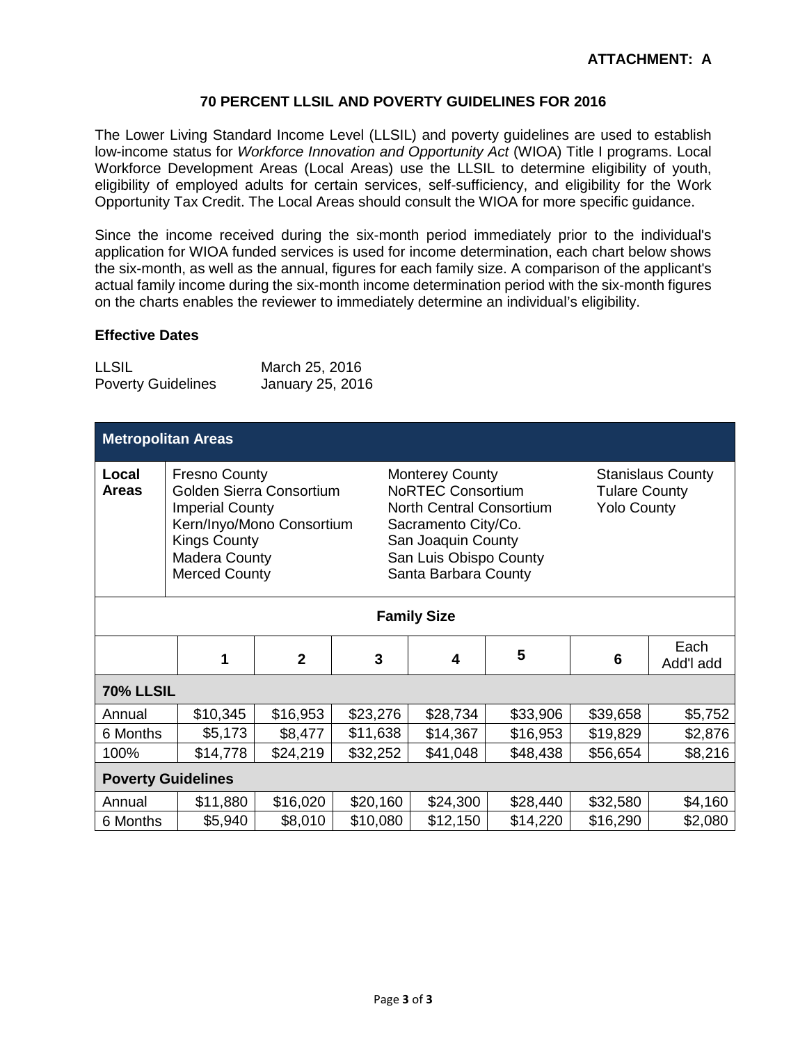**ATTACHMENT: A**

## 70 PERCENT LLSIL AND POVERTY GUIDELINES FOR 2016

The Lower Living Standard Income Level (LLSIL) and poverty guidelines are used to establish low-income status for *Workforce Innovation and Opportunity Act* (WIOA) Title I programs. Local Workforce Development Areas (Local Areas) use the LLSIL to determine eligibility of youth, eligibility of employed adults for certain services, self-sufficiency, and eligibility for the Work Opportunity Tax Credit. The Local Areas should consult the WIOA for more specific guidance.

Since the income received during the six-month period immediately prior to the individual's application for WIOA funded services is used for income determination, each chart below shows the six-month, as well as the annual, figures for each family size. A comparison of the applicant's actual family income during the six-month income determination period with the six-month figures on the charts enables the reviewer to immediately determine an individual's eligibility.

### Effective Dates

| | |
|---|---|
| LLSIL | March 25, 2016 |
| Poverty Guidelines | January 25, 2016 |

**Metropolitan Areas**

**Local Areas:** Fresno County, Golden Sierra Consortium, Imperial County, Kern/Inyo/Mono Consortium, Kings County, Madera County, Merced County, Monterey County, NoRTEC Consortium, North Central Consortium, Sacramento City/Co., San Joaquin County, San Luis Obispo County, Santa Barbara County, Stanislaus County, Tulare County, Yolo County

| Family Size | 1 | 2 | 3 | 4 | 5 | 6 | Each Add'l add |
|---|---|---|---|---|---|---|---|
| **70% LLSIL** | | | | | | | |
| Annual | $10,345 | $16,953 | $23,276 | $28,734 | $33,906 | $39,658 | $5,752 |
| 6 Months | $5,173 | $8,477 | $11,638 | $14,367 | $16,953 | $19,829 | $2,876 |
| 100% | $14,778 | $24,219 | $32,252 | $41,048 | $48,438 | $56,654 | $8,216 |
| **Poverty Guidelines** | | | | | | | |
| Annual | $11,880 | $16,020 | $20,160 | $24,300 | $28,440 | $32,580 | $4,160 |
| 6 Months | $5,940 | $8,010 | $10,080 | $12,150 | $14,220 | $16,290 | $2,080 |